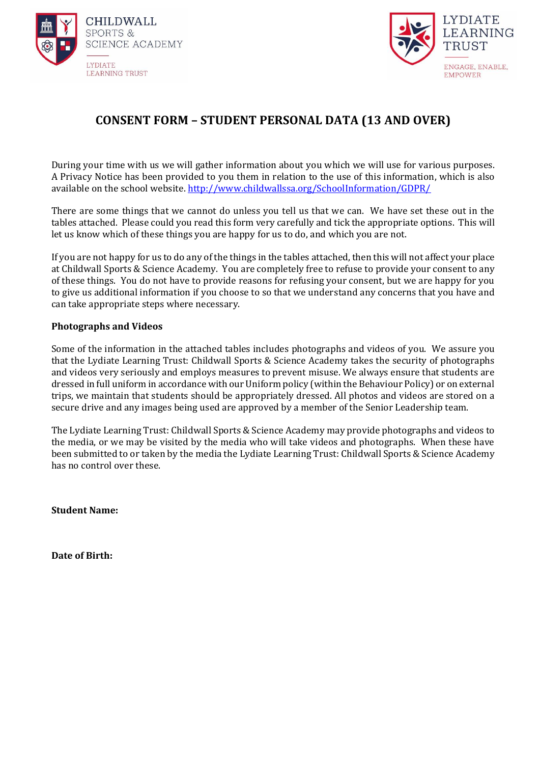CHILDWALL SPORTS & SCIENCE ACADEMY
LYDIATE LEARNING TRUST

LYDIATE LEARNING TRUST
ENGAGE, ENABLE, EMPOWER

# CONSENT FORM – STUDENT PERSONAL DATA (13 AND OVER)

During your time with us we will gather information about you which we will use for various purposes. A Privacy Notice has been provided to you them in relation to the use of this information, which is also available on the school website. http://www.childwallssa.org/SchoolInformation/GDPR/

There are some things that we cannot do unless you tell us that we can. We have set these out in the tables attached. Please could you read this form very carefully and tick the appropriate options. This will let us know which of these things you are happy for us to do, and which you are not.

If you are not happy for us to do any of the things in the tables attached, then this will not affect your place at Childwall Sports & Science Academy. You are completely free to refuse to provide your consent to any of these things. You do not have to provide reasons for refusing your consent, but we are happy for you to give us additional information if you choose to so that we understand any concerns that you have and can take appropriate steps where necessary.

**Photographs and Videos**

Some of the information in the attached tables includes photographs and videos of you. We assure you that the Lydiate Learning Trust: Childwall Sports & Science Academy takes the security of photographs and videos very seriously and employs measures to prevent misuse. We always ensure that students are dressed in full uniform in accordance with our Uniform policy (within the Behaviour Policy) or on external trips, we maintain that students should be appropriately dressed. All photos and videos are stored on a secure drive and any images being used are approved by a member of the Senior Leadership team.

The Lydiate Learning Trust: Childwall Sports & Science Academy may provide photographs and videos to the media, or we may be visited by the media who will take videos and photographs. When these have been submitted to or taken by the media the Lydiate Learning Trust: Childwall Sports & Science Academy has no control over these.

**Student Name:**

**Date of Birth:**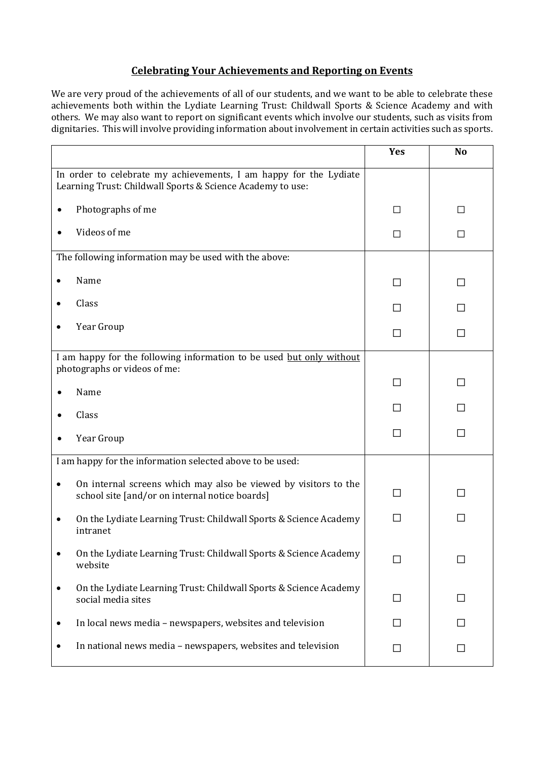## Celebrating Your Achievements and Reporting on Events

We are very proud of the achievements of all of our students, and we want to be able to celebrate these achievements both within the Lydiate Learning Trust: Childwall Sports & Science Academy and with others. We may also want to report on significant events which involve our students, such as visits from dignitaries. This will involve providing information about involvement in certain activities such as sports.

| | Yes | No |
|---|---|---|
| In order to celebrate my achievements, I am happy for the Lydiate Learning Trust: Childwall Sports & Science Academy to use: | | |
| • Photographs of me | ☐ | ☐ |
| • Videos of me | ☐ | ☐ |
| The following information may be used with the above: | | |
| • Name | ☐ | ☐ |
| • Class | ☐ | ☐ |
| • Year Group | ☐ | ☐ |
| I am happy for the following information to be used <u>but only without</u> photographs or videos of me: | | |
| • Name | ☐ | ☐ |
| • Class | ☐ | ☐ |
| • Year Group | ☐ | ☐ |
| I am happy for the information selected above to be used: | | |
| • On internal screens which may also be viewed by visitors to the school site [and/or on internal notice boards] | ☐ | ☐ |
| • On the Lydiate Learning Trust: Childwall Sports & Science Academy intranet | ☐ | ☐ |
| • On the Lydiate Learning Trust: Childwall Sports & Science Academy website | ☐ | ☐ |
| • On the Lydiate Learning Trust: Childwall Sports & Science Academy social media sites | ☐ | ☐ |
| • In local news media – newspapers, websites and television | ☐ | ☐ |
| • In national news media – newspapers, websites and television | ☐ | ☐ |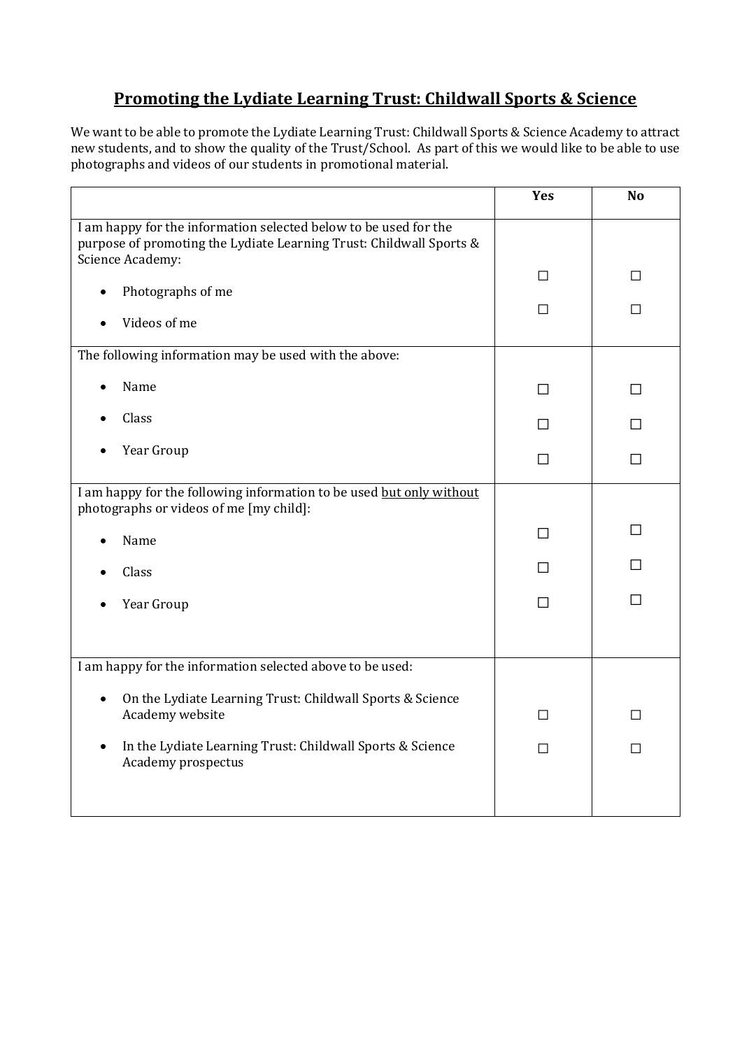## Promoting the Lydiate Learning Trust: Childwall Sports & Science

We want to be able to promote the Lydiate Learning Trust: Childwall Sports & Science Academy to attract new students, and to show the quality of the Trust/School. As part of this we would like to be able to use photographs and videos of our students in promotional material.

| | Yes | No |
|---|---|---|
| I am happy for the information selected below to be used for the purpose of promoting the Lydiate Learning Trust: Childwall Sports & Science Academy: | | |
| • Photographs of me | ☐ | ☐ |
| • Videos of me | ☐ | ☐ |
| The following information may be used with the above: | | |
| • Name | ☐ | ☐ |
| • Class | ☐ | ☐ |
| • Year Group | ☐ | ☐ |
| I am happy for the following information to be used <u>but only without</u> photographs or videos of me [my child]: | | |
| • Name | ☐ | ☐ |
| • Class | ☐ | ☐ |
| • Year Group | ☐ | ☐ |
| I am happy for the information selected above to be used: | | |
| • On the Lydiate Learning Trust: Childwall Sports & Science Academy website | ☐ | ☐ |
| • In the Lydiate Learning Trust: Childwall Sports & Science Academy prospectus | ☐ | ☐ |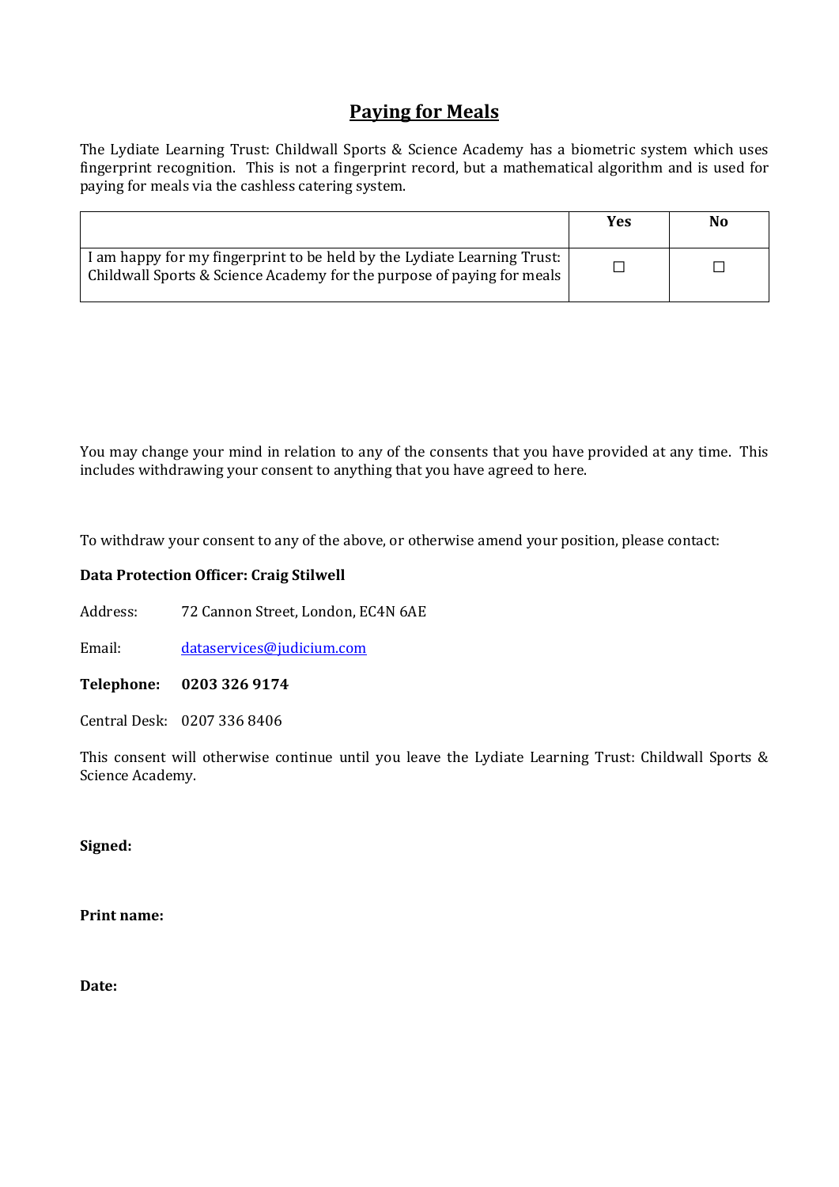# Paying for Meals

The Lydiate Learning Trust: Childwall Sports & Science Academy has a biometric system which uses fingerprint recognition. This is not a fingerprint record, but a mathematical algorithm and is used for paying for meals via the cashless catering system.

| | Yes | No |
|---|---|---|
| I am happy for my fingerprint to be held by the Lydiate Learning Trust: Childwall Sports & Science Academy for the purpose of paying for meals | ☐ | ☐ |

You may change your mind in relation to any of the consents that you have provided at any time. This includes withdrawing your consent to anything that you have agreed to here.

To withdraw your consent to any of the above, or otherwise amend your position, please contact:

**Data Protection Officer: Craig Stilwell**

Address: 72 Cannon Street, London, EC4N 6AE

Email: dataservices@judicium.com

**Telephone: 0203 326 9174**

Central Desk: 0207 336 8406

This consent will otherwise continue until you leave the Lydiate Learning Trust: Childwall Sports & Science Academy.

**Signed:**

**Print name:**

**Date:**